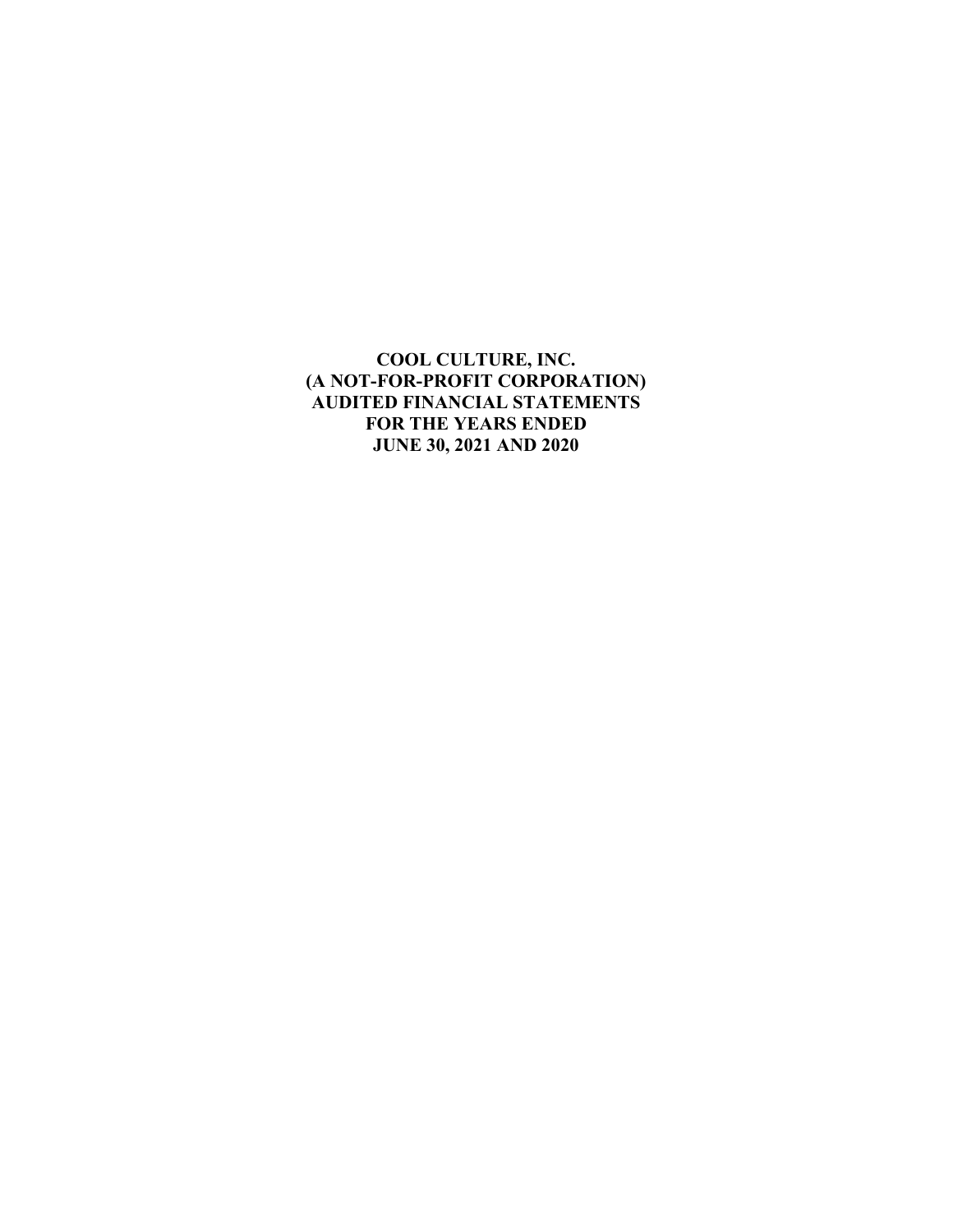**COOL CULTURE, INC.**
**(A NOT-FOR-PROFIT CORPORATION)**
**AUDITED FINANCIAL STATEMENTS**
**FOR THE YEARS ENDED**
**JUNE 30, 2021 AND 2020**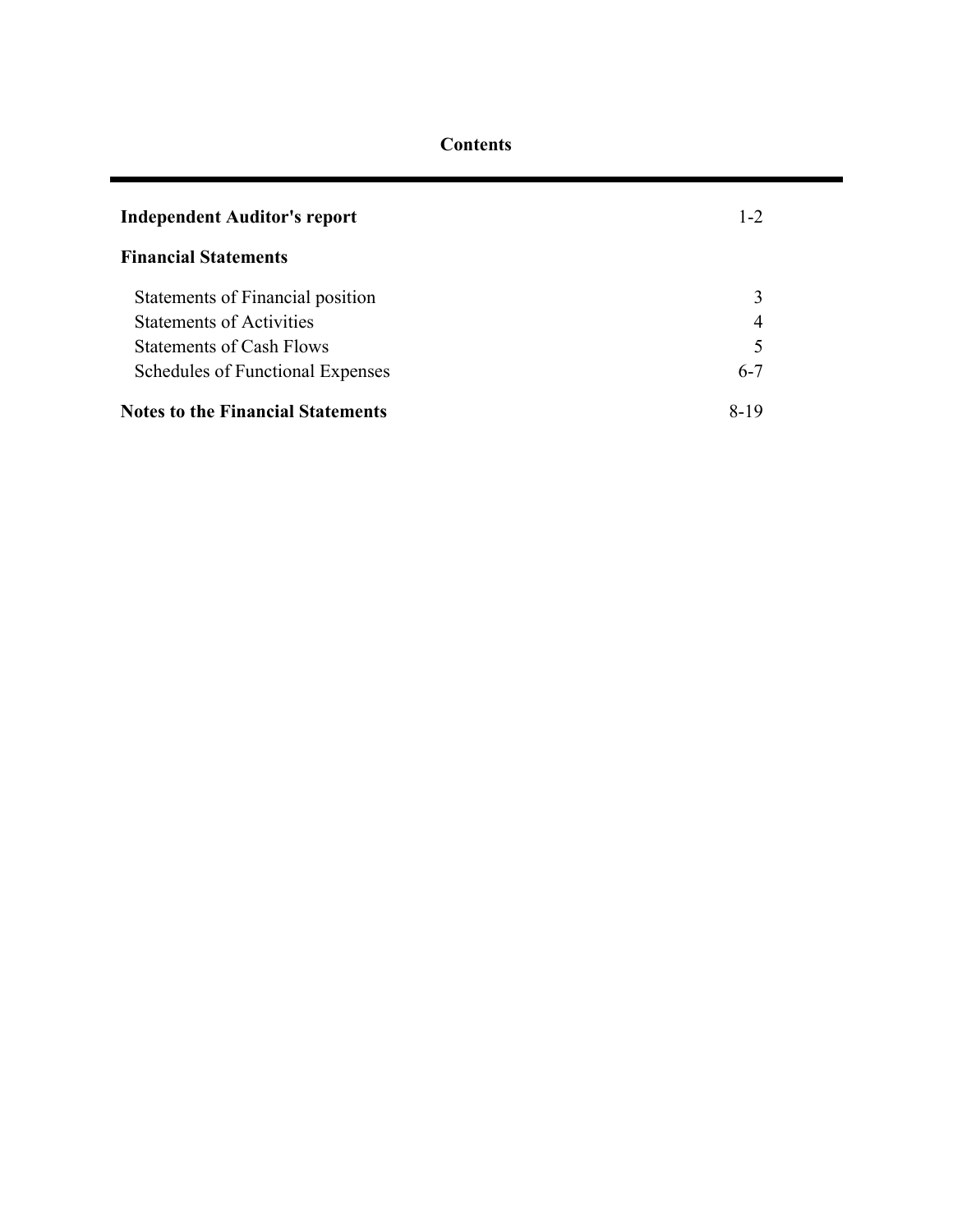## Contents

| | |
|---|---|
| **Independent Auditor's report** | 1-2 |
| **Financial Statements** | |
| Statements of Financial position | 3 |
| Statements of Activities | 4 |
| Statements of Cash Flows | 5 |
| Schedules of Functional Expenses | 6-7 |
| **Notes to the Financial Statements** | 8-19 |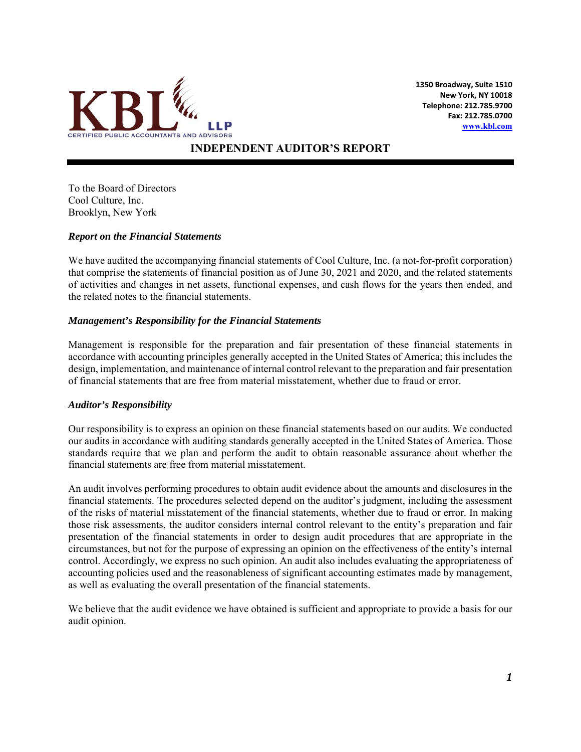KBL LLP
CERTIFIED PUBLIC ACCOUNTANTS AND ADVISORS

**1350 Broadway, Suite 1510**
**New York, NY 10018**
**Telephone: 212.785.9700**
**Fax: 212.785.0700**
**www.kbl.com**

# INDEPENDENT AUDITOR'S REPORT

To the Board of Directors
Cool Culture, Inc.
Brooklyn, New York

***Report on the Financial Statements***

We have audited the accompanying financial statements of Cool Culture, Inc. (a not-for-profit corporation) that comprise the statements of financial position as of June 30, 2021 and 2020, and the related statements of activities and changes in net assets, functional expenses, and cash flows for the years then ended, and the related notes to the financial statements.

***Management's Responsibility for the Financial Statements***

Management is responsible for the preparation and fair presentation of these financial statements in accordance with accounting principles generally accepted in the United States of America; this includes the design, implementation, and maintenance of internal control relevant to the preparation and fair presentation of financial statements that are free from material misstatement, whether due to fraud or error.

***Auditor's Responsibility***

Our responsibility is to express an opinion on these financial statements based on our audits. We conducted our audits in accordance with auditing standards generally accepted in the United States of America. Those standards require that we plan and perform the audit to obtain reasonable assurance about whether the financial statements are free from material misstatement.

An audit involves performing procedures to obtain audit evidence about the amounts and disclosures in the financial statements. The procedures selected depend on the auditor's judgment, including the assessment of the risks of material misstatement of the financial statements, whether due to fraud or error. In making those risk assessments, the auditor considers internal control relevant to the entity's preparation and fair presentation of the financial statements in order to design audit procedures that are appropriate in the circumstances, but not for the purpose of expressing an opinion on the effectiveness of the entity's internal control. Accordingly, we express no such opinion. An audit also includes evaluating the appropriateness of accounting policies used and the reasonableness of significant accounting estimates made by management, as well as evaluating the overall presentation of the financial statements.

We believe that the audit evidence we have obtained is sufficient and appropriate to provide a basis for our audit opinion.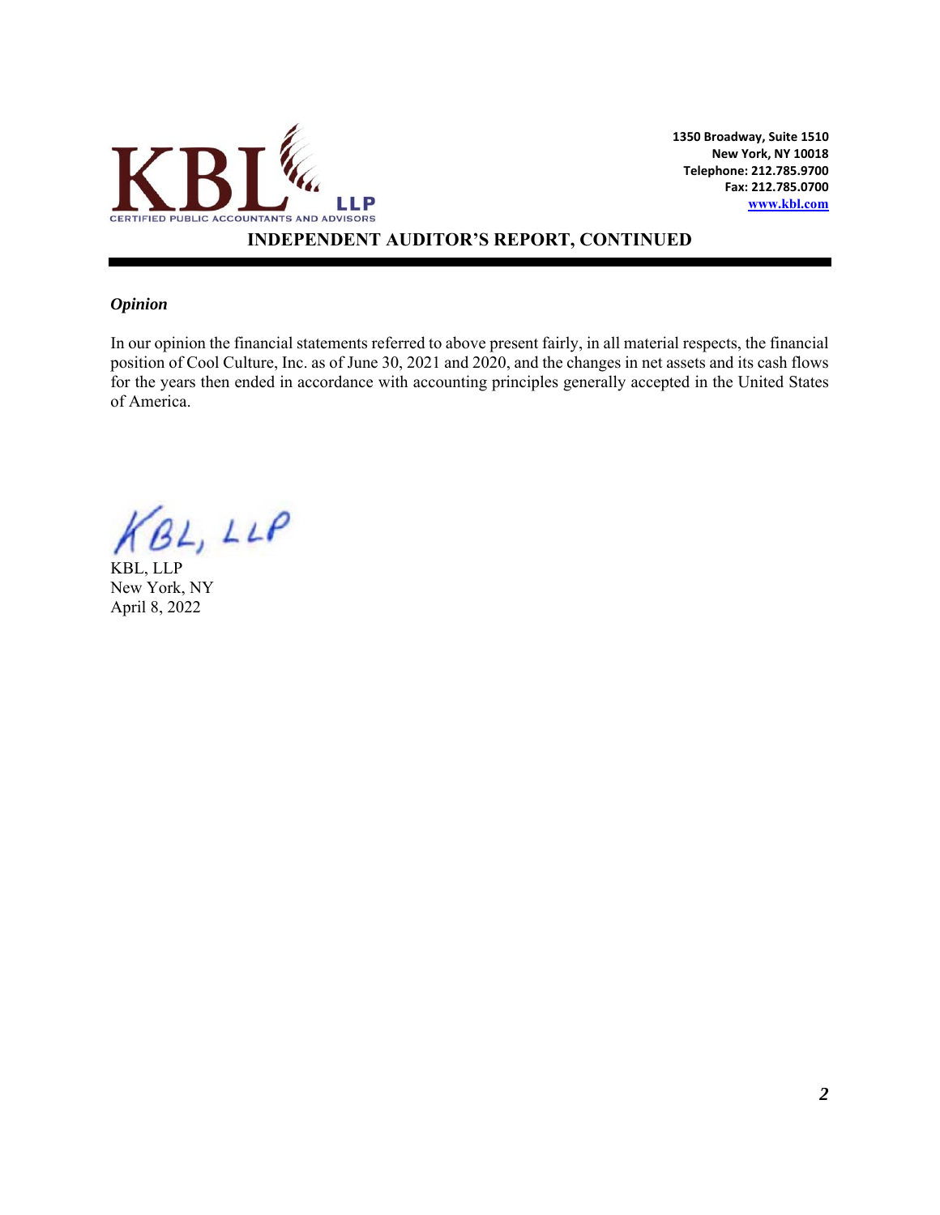**INDEPENDENT AUDITOR'S REPORT, CONTINUED**

***Opinion***

In our opinion the financial statements referred to above present fairly, in all material respects, the financial position of Cool Culture, Inc. as of June 30, 2021 and 2020, and the changes in net assets and its cash flows for the years then ended in accordance with accounting principles generally accepted in the United States of America.

KBL, LLP

KBL, LLP
New York, NY
April 8, 2022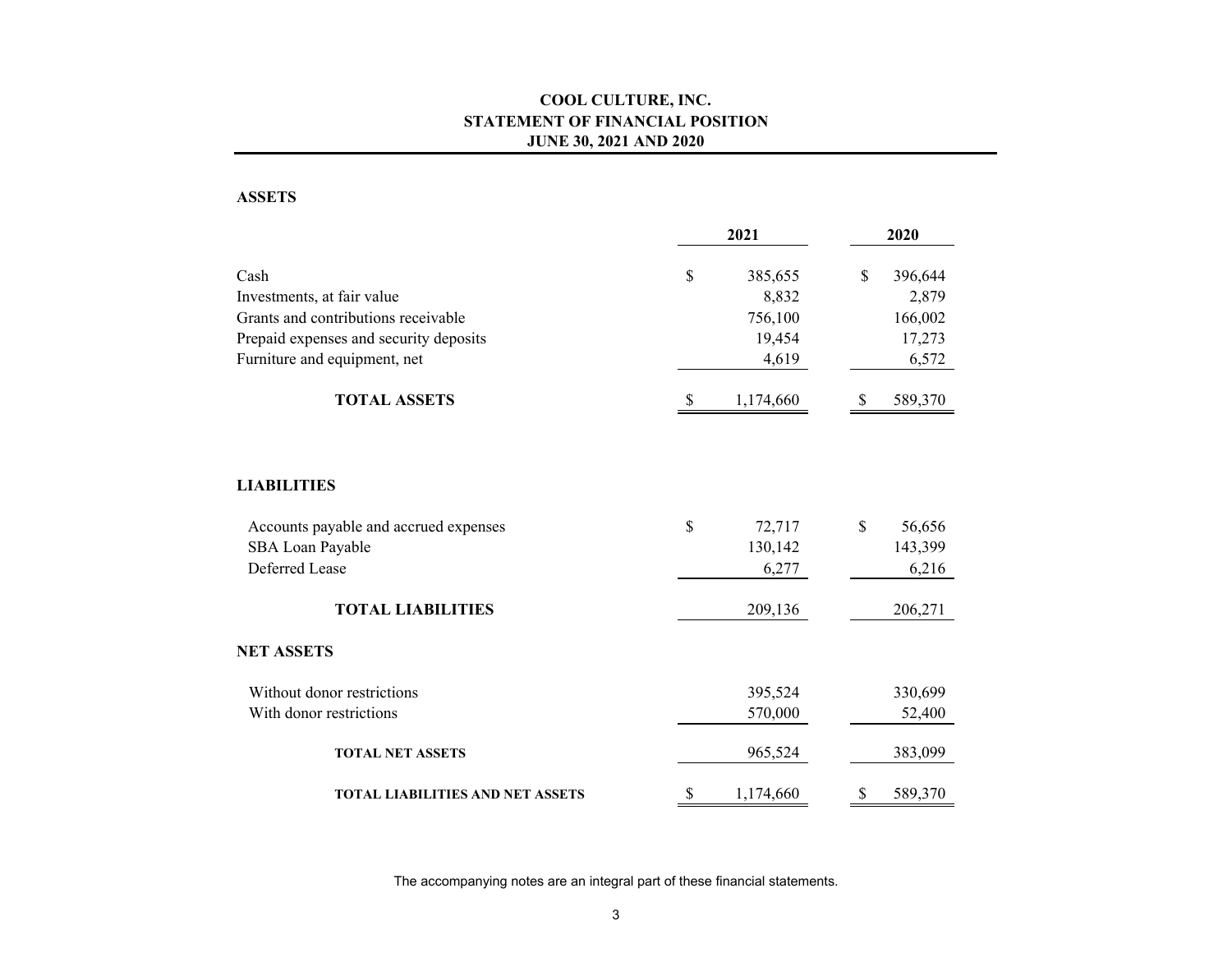# COOL CULTURE, INC.
## STATEMENT OF FINANCIAL POSITION
### JUNE 30, 2021 AND 2020

**ASSETS**

| | 2021 | 2020 |
|---|---|---|
| Cash | $ 385,655 | $ 396,644 |
| Investments, at fair value | 8,832 | 2,879 |
| Grants and contributions receivable | 756,100 | 166,002 |
| Prepaid expenses and security deposits | 19,454 | 17,273 |
| Furniture and equipment, net | 4,619 | 6,572 |
| **TOTAL ASSETS** | $ 1,174,660 | $ 589,370 |

**LIABILITIES**

| | 2021 | 2020 |
|---|---|---|
| Accounts payable and accrued expenses | $ 72,717 | $ 56,656 |
| SBA Loan Payable | 130,142 | 143,399 |
| Deferred Lease | 6,277 | 6,216 |
| **TOTAL LIABILITIES** | 209,136 | 206,271 |
| **NET ASSETS** | | |
| Without donor restrictions | 395,524 | 330,699 |
| With donor restrictions | 570,000 | 52,400 |
| **TOTAL NET ASSETS** | 965,524 | 383,099 |
| **TOTAL LIABILITIES AND NET ASSETS** | $ 1,174,660 | $ 589,370 |

The accompanying notes are an integral part of these financial statements.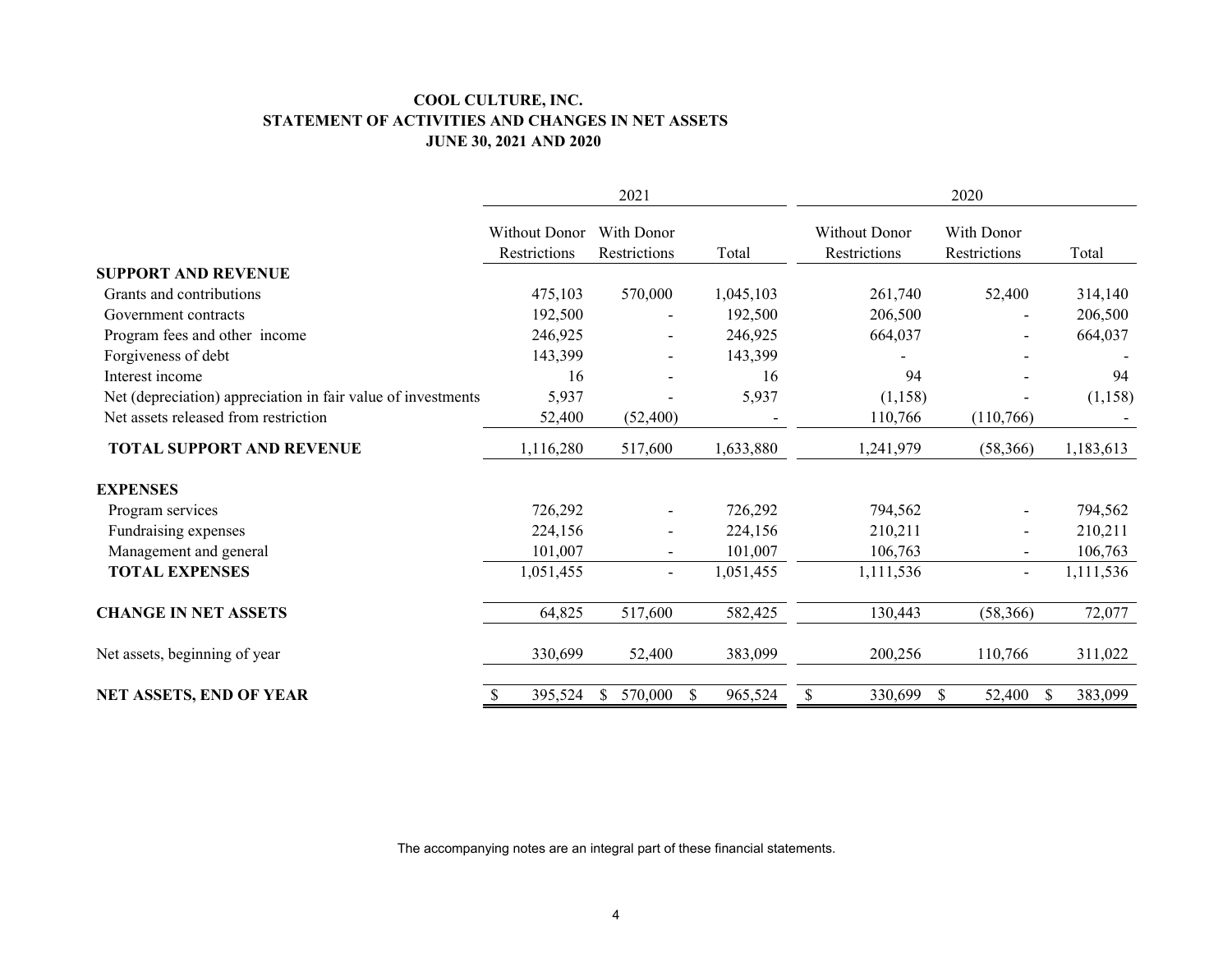# COOL CULTURE, INC.
## STATEMENT OF ACTIVITIES AND CHANGES IN NET ASSETS
### JUNE 30, 2021 AND 2020

| | 2021 | | | 2020 | | |
|---|---|---|---|---|---|---|
| | Without Donor Restrictions | With Donor Restrictions | Total | Without Donor Restrictions | With Donor Restrictions | Total |
| **SUPPORT AND REVENUE** | | | | | | |
| Grants and contributions | 475,103 | 570,000 | 1,045,103 | 261,740 | 52,400 | 314,140 |
| Government contracts | 192,500 | - | 192,500 | 206,500 | - | 206,500 |
| Program fees and other income | 246,925 | - | 246,925 | 664,037 | - | 664,037 |
| Forgiveness of debt | 143,399 | - | 143,399 | - | - | - |
| Interest income | 16 | - | 16 | 94 | - | 94 |
| Net (depreciation) appreciation in fair value of investments | 5,937 | - | 5,937 | (1,158) | - | (1,158) |
| Net assets released from restriction | 52,400 | (52,400) | - | 110,766 | (110,766) | - |
| **TOTAL SUPPORT AND REVENUE** | 1,116,280 | 517,600 | 1,633,880 | 1,241,979 | (58,366) | 1,183,613 |
| **EXPENSES** | | | | | | |
| Program services | 726,292 | - | 726,292 | 794,562 | - | 794,562 |
| Fundraising expenses | 224,156 | - | 224,156 | 210,211 | - | 210,211 |
| Management and general | 101,007 | - | 101,007 | 106,763 | - | 106,763 |
| **TOTAL EXPENSES** | 1,051,455 | - | 1,051,455 | 1,111,536 | - | 1,111,536 |
| **CHANGE IN NET ASSETS** | 64,825 | 517,600 | 582,425 | 130,443 | (58,366) | 72,077 |
| Net assets, beginning of year | 330,699 | 52,400 | 383,099 | 200,256 | 110,766 | 311,022 |
| **NET ASSETS, END OF YEAR** | $ 395,524 | $ 570,000 | $ 965,524 | $ 330,699 | $ 52,400 | $ 383,099 |

The accompanying notes are an integral part of these financial statements.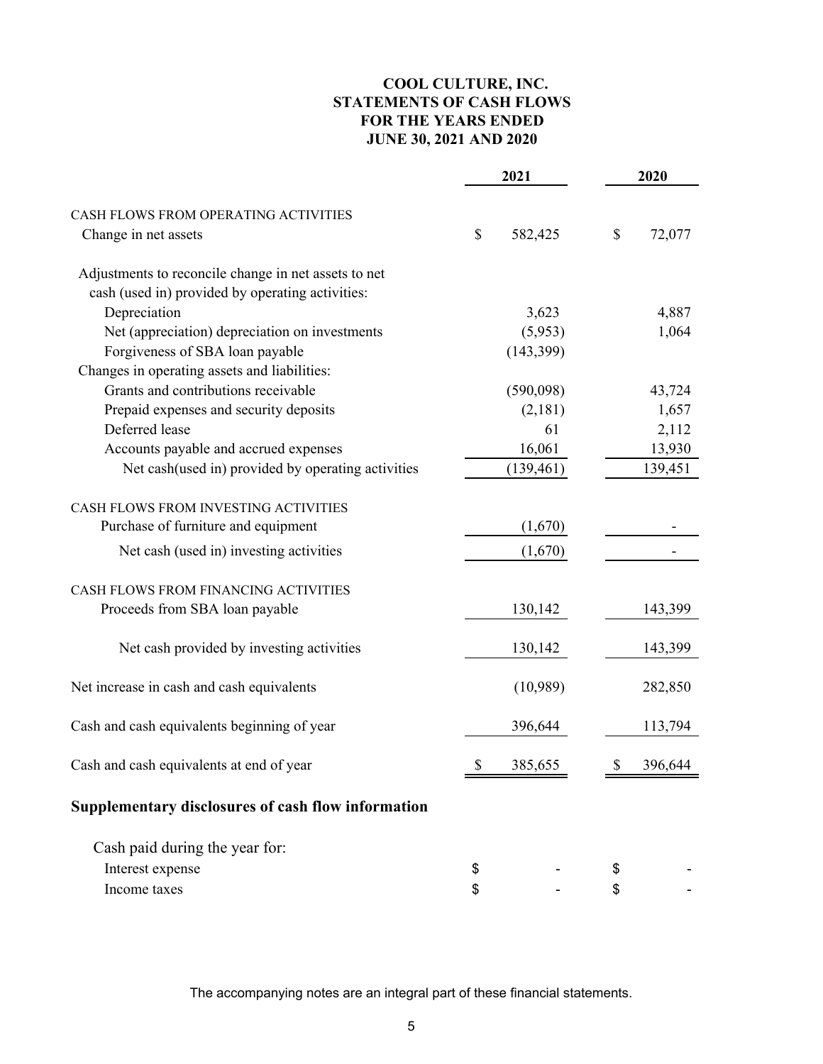# COOL CULTURE, INC.
## STATEMENTS OF CASH FLOWS
## FOR THE YEARS ENDED
## JUNE 30, 2021 AND 2020

| | 2021 | 2020 |
|---|---|---|
| CASH FLOWS FROM OPERATING ACTIVITIES | | |
| Change in net assets | $ 582,425 | $ 72,077 |
| Adjustments to reconcile change in net assets to net cash (used in) provided by operating activities: | | |
| Depreciation | 3,623 | 4,887 |
| Net (appreciation) depreciation on investments | (5,953) | 1,064 |
| Forgiveness of SBA loan payable | (143,399) | |
| Changes in operating assets and liabilities: | | |
| Grants and contributions receivable | (590,098) | 43,724 |
| Prepaid expenses and security deposits | (2,181) | 1,657 |
| Deferred lease | 61 | 2,112 |
| Accounts payable and accrued expenses | 16,061 | 13,930 |
| Net cash(used in) provided by operating activities | (139,461) | 139,451 |
| CASH FLOWS FROM INVESTING ACTIVITIES | | |
| Purchase of furniture and equipment | (1,670) | - |
| Net cash (used in) investing activities | (1,670) | - |
| CASH FLOWS FROM FINANCING ACTIVITIES | | |
| Proceeds from SBA loan payable | 130,142 | 143,399 |
| Net cash provided by investing activities | 130,142 | 143,399 |
| Net increase in cash and cash equivalents | (10,989) | 282,850 |
| Cash and cash equivalents beginning of year | 396,644 | 113,794 |
| Cash and cash equivalents at end of year | $ 385,655 | $ 396,644 |

## Supplementary disclosures of cash flow information

| | 2021 | 2020 |
|---|---|---|
| Cash paid during the year for: | | |
| Interest expense | $ - | $ - |
| Income taxes | $ - | $ - |

The accompanying notes are an integral part of these financial statements.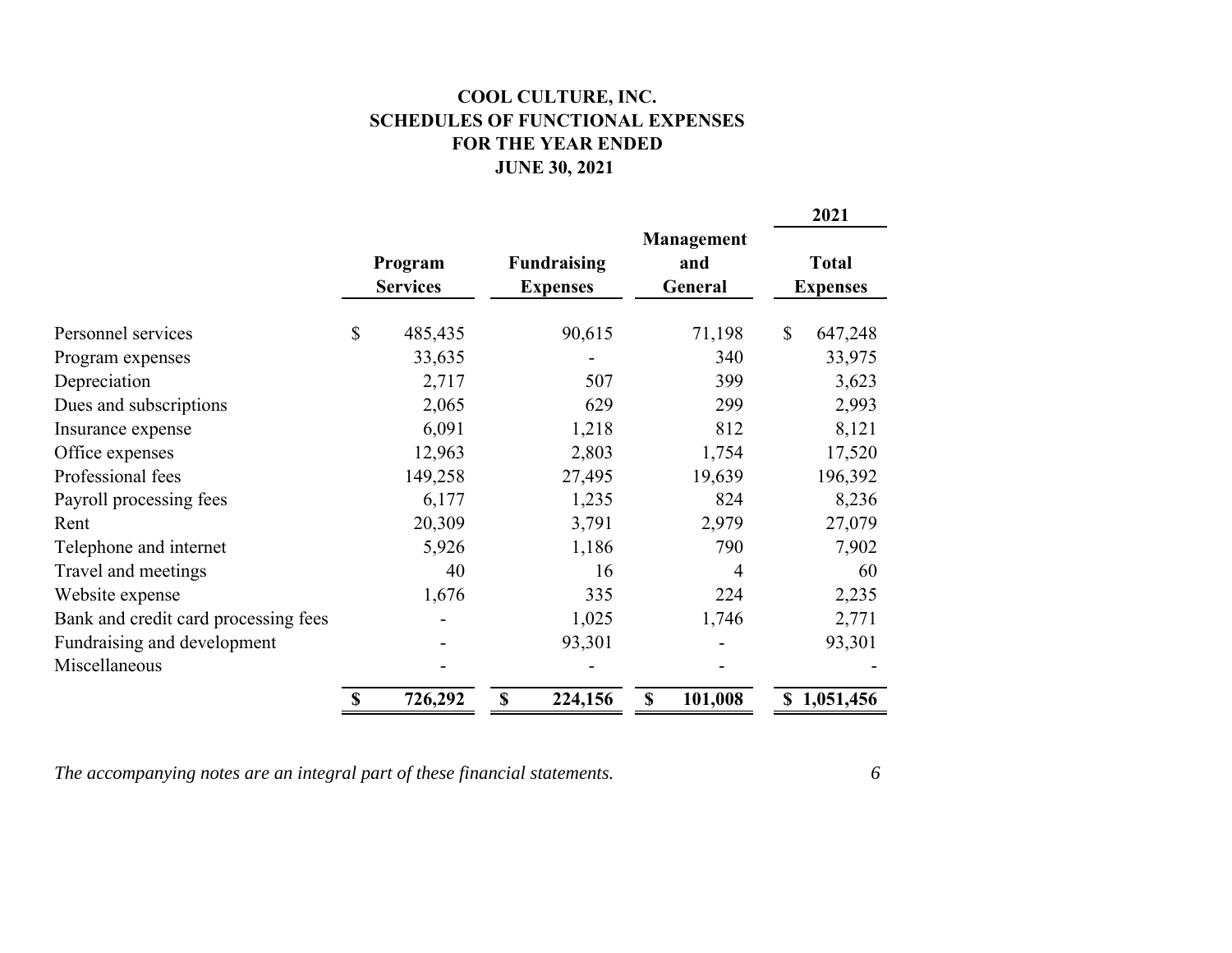# COOL CULTURE, INC.
## SCHEDULES OF FUNCTIONAL EXPENSES
## FOR THE YEAR ENDED
## JUNE 30, 2021

| | Program Services | Fundraising Expenses | Management and General | 2021 Total Expenses |
|---|---|---|---|---|
| Personnel services | $ 485,435 | 90,615 | 71,198 | $ 647,248 |
| Program expenses | 33,635 | - | 340 | 33,975 |
| Depreciation | 2,717 | 507 | 399 | 3,623 |
| Dues and subscriptions | 2,065 | 629 | 299 | 2,993 |
| Insurance expense | 6,091 | 1,218 | 812 | 8,121 |
| Office expenses | 12,963 | 2,803 | 1,754 | 17,520 |
| Professional fees | 149,258 | 27,495 | 19,639 | 196,392 |
| Payroll processing fees | 6,177 | 1,235 | 824 | 8,236 |
| Rent | 20,309 | 3,791 | 2,979 | 27,079 |
| Telephone and internet | 5,926 | 1,186 | 790 | 7,902 |
| Travel and meetings | 40 | 16 | 4 | 60 |
| Website expense | 1,676 | 335 | 224 | 2,235 |
| Bank and credit card processing fees | - | 1,025 | 1,746 | 2,771 |
| Fundraising and development | - | 93,301 | - | 93,301 |
| Miscellaneous | - | - | - | - |
| | **$ 726,292** | **$ 224,156** | **$ 101,008** | **$ 1,051,456** |

*The accompanying notes are an integral part of these financial statements.*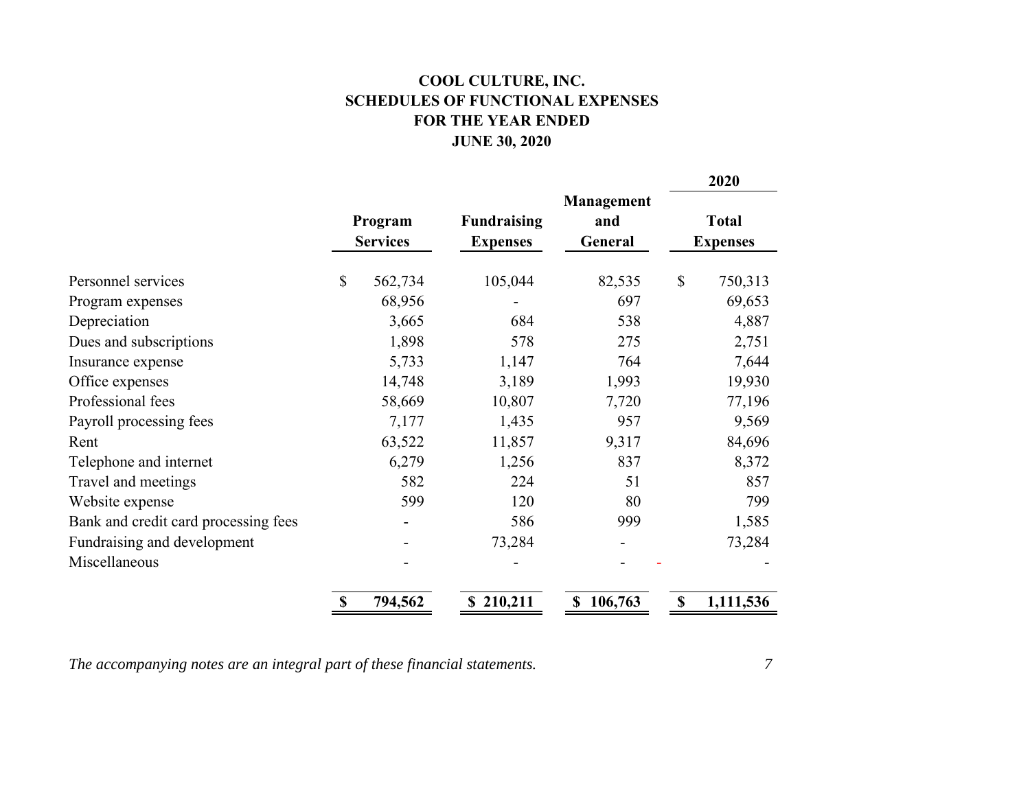# COOL CULTURE, INC.
# SCHEDULES OF FUNCTIONAL EXPENSES
# FOR THE YEAR ENDED
# JUNE 30, 2020

| | Program Services | Fundraising Expenses | Management and General | 2020 Total Expenses |
|---|---|---|---|---|
| Personnel services | $ 562,734 | 105,044 | 82,535 | $ 750,313 |
| Program expenses | 68,956 | - | 697 | 69,653 |
| Depreciation | 3,665 | 684 | 538 | 4,887 |
| Dues and subscriptions | 1,898 | 578 | 275 | 2,751 |
| Insurance expense | 5,733 | 1,147 | 764 | 7,644 |
| Office expenses | 14,748 | 3,189 | 1,993 | 19,930 |
| Professional fees | 58,669 | 10,807 | 7,720 | 77,196 |
| Payroll processing fees | 7,177 | 1,435 | 957 | 9,569 |
| Rent | 63,522 | 11,857 | 9,317 | 84,696 |
| Telephone and internet | 6,279 | 1,256 | 837 | 8,372 |
| Travel and meetings | 582 | 224 | 51 | 857 |
| Website expense | 599 | 120 | 80 | 799 |
| Bank and credit card processing fees | - | 586 | 999 | 1,585 |
| Fundraising and development | - | 73,284 | - | 73,284 |
| Miscellaneous | - | - | - | - |
| | **$ 794,562** | **$ 210,211** | **$ 106,763** | **$ 1,111,536** |

*The accompanying notes are an integral part of these financial statements.*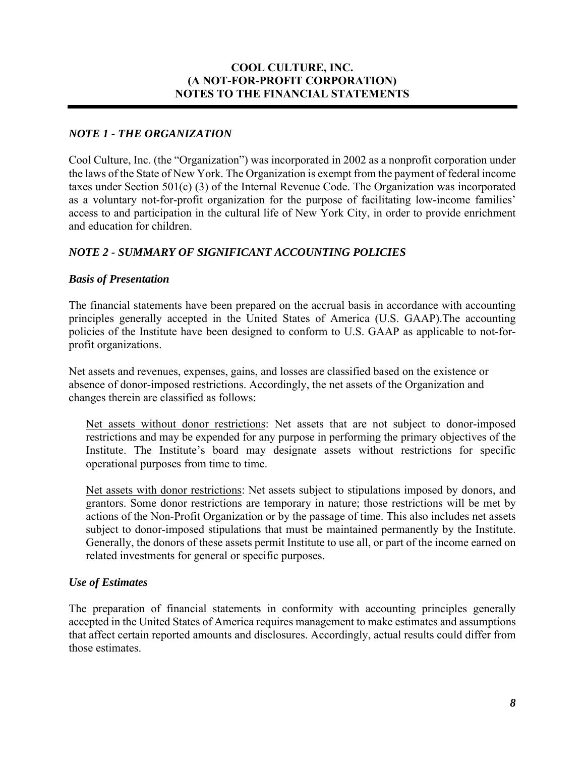**COOL CULTURE, INC.**
**(A NOT-FOR-PROFIT CORPORATION)**
**NOTES TO THE FINANCIAL STATEMENTS**

### *NOTE 1 - THE ORGANIZATION*

Cool Culture, Inc. (the "Organization") was incorporated in 2002 as a nonprofit corporation under the laws of the State of New York. The Organization is exempt from the payment of federal income taxes under Section 501(c) (3) of the Internal Revenue Code. The Organization was incorporated as a voluntary not-for-profit organization for the purpose of facilitating low-income families' access to and participation in the cultural life of New York City, in order to provide enrichment and education for children.

### *NOTE 2 - SUMMARY OF SIGNIFICANT ACCOUNTING POLICIES*

#### *Basis of Presentation*

The financial statements have been prepared on the accrual basis in accordance with accounting principles generally accepted in the United States of America (U.S. GAAP).The accounting policies of the Institute have been designed to conform to U.S. GAAP as applicable to not-for-profit organizations.

Net assets and revenues, expenses, gains, and losses are classified based on the existence or absence of donor-imposed restrictions. Accordingly, the net assets of the Organization and changes therein are classified as follows:

Net assets without donor restrictions: Net assets that are not subject to donor-imposed restrictions and may be expended for any purpose in performing the primary objectives of the Institute. The Institute's board may designate assets without restrictions for specific operational purposes from time to time.

Net assets with donor restrictions: Net assets subject to stipulations imposed by donors, and grantors. Some donor restrictions are temporary in nature; those restrictions will be met by actions of the Non-Profit Organization or by the passage of time. This also includes net assets subject to donor-imposed stipulations that must be maintained permanently by the Institute. Generally, the donors of these assets permit Institute to use all, or part of the income earned on related investments for general or specific purposes.

#### *Use of Estimates*

The preparation of financial statements in conformity with accounting principles generally accepted in the United States of America requires management to make estimates and assumptions that affect certain reported amounts and disclosures. Accordingly, actual results could differ from those estimates.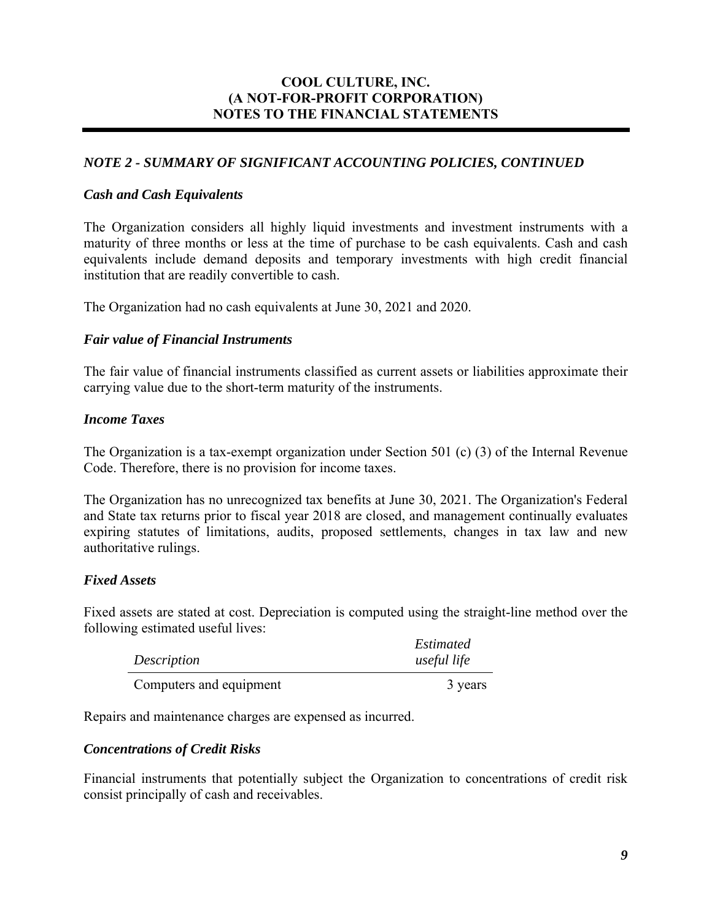# COOL CULTURE, INC.
# (A NOT-FOR-PROFIT CORPORATION)
# NOTES TO THE FINANCIAL STATEMENTS

## *NOTE 2 - SUMMARY OF SIGNIFICANT ACCOUNTING POLICIES, CONTINUED*

### *Cash and Cash Equivalents*

The Organization considers all highly liquid investments and investment instruments with a maturity of three months or less at the time of purchase to be cash equivalents. Cash and cash equivalents include demand deposits and temporary investments with high credit financial institution that are readily convertible to cash.

The Organization had no cash equivalents at June 30, 2021 and 2020.

### *Fair value of Financial Instruments*

The fair value of financial instruments classified as current assets or liabilities approximate their carrying value due to the short-term maturity of the instruments.

### *Income Taxes*

The Organization is a tax-exempt organization under Section 501 (c) (3) of the Internal Revenue Code. Therefore, there is no provision for income taxes.

The Organization has no unrecognized tax benefits at June 30, 2021. The Organization's Federal and State tax returns prior to fiscal year 2018 are closed, and management continually evaluates expiring statutes of limitations, audits, proposed settlements, changes in tax law and new authoritative rulings.

### *Fixed Assets*

Fixed assets are stated at cost. Depreciation is computed using the straight-line method over the following estimated useful lives:

| *Description* | *Estimated useful life* |
|---|---|
| Computers and equipment | 3 years |

Repairs and maintenance charges are expensed as incurred.

### *Concentrations of Credit Risks*

Financial instruments that potentially subject the Organization to concentrations of credit risk consist principally of cash and receivables.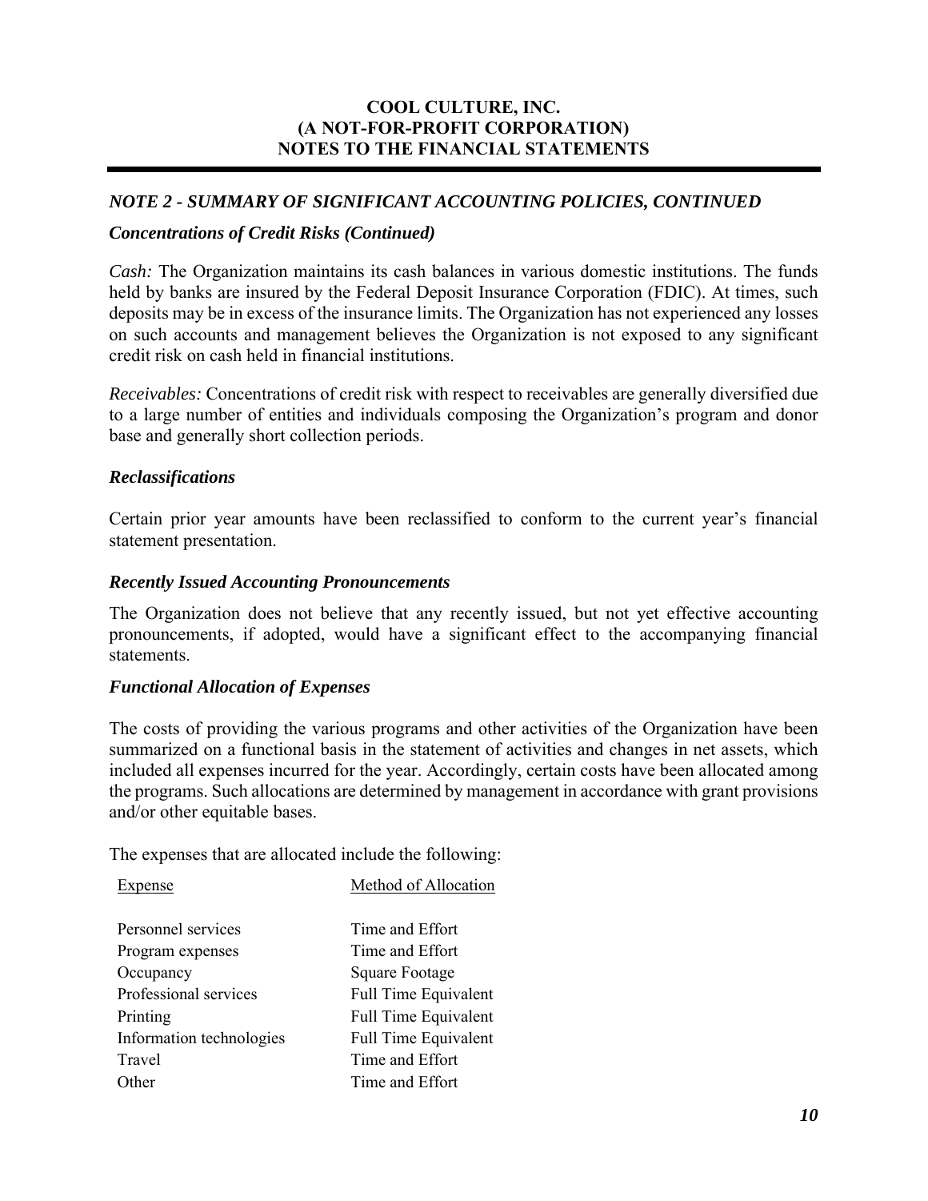# COOL CULTURE, INC.
# (A NOT-FOR-PROFIT CORPORATION)
# NOTES TO THE FINANCIAL STATEMENTS

## *NOTE 2 - SUMMARY OF SIGNIFICANT ACCOUNTING POLICIES, CONTINUED*

### *Concentrations of Credit Risks (Continued)*

*Cash:* The Organization maintains its cash balances in various domestic institutions. The funds held by banks are insured by the Federal Deposit Insurance Corporation (FDIC). At times, such deposits may be in excess of the insurance limits. The Organization has not experienced any losses on such accounts and management believes the Organization is not exposed to any significant credit risk on cash held in financial institutions.

*Receivables:* Concentrations of credit risk with respect to receivables are generally diversified due to a large number of entities and individuals composing the Organization's program and donor base and generally short collection periods.

### *Reclassifications*

Certain prior year amounts have been reclassified to conform to the current year's financial statement presentation.

### *Recently Issued Accounting Pronouncements*

The Organization does not believe that any recently issued, but not yet effective accounting pronouncements, if adopted, would have a significant effect to the accompanying financial statements.

### *Functional Allocation of Expenses*

The costs of providing the various programs and other activities of the Organization have been summarized on a functional basis in the statement of activities and changes in net assets, which included all expenses incurred for the year. Accordingly, certain costs have been allocated among the programs. Such allocations are determined by management in accordance with grant provisions and/or other equitable bases.

The expenses that are allocated include the following:

| Expense | Method of Allocation |
|---|---|
| Personnel services | Time and Effort |
| Program expenses | Time and Effort |
| Occupancy | Square Footage |
| Professional services | Full Time Equivalent |
| Printing | Full Time Equivalent |
| Information technologies | Full Time Equivalent |
| Travel | Time and Effort |
| Other | Time and Effort |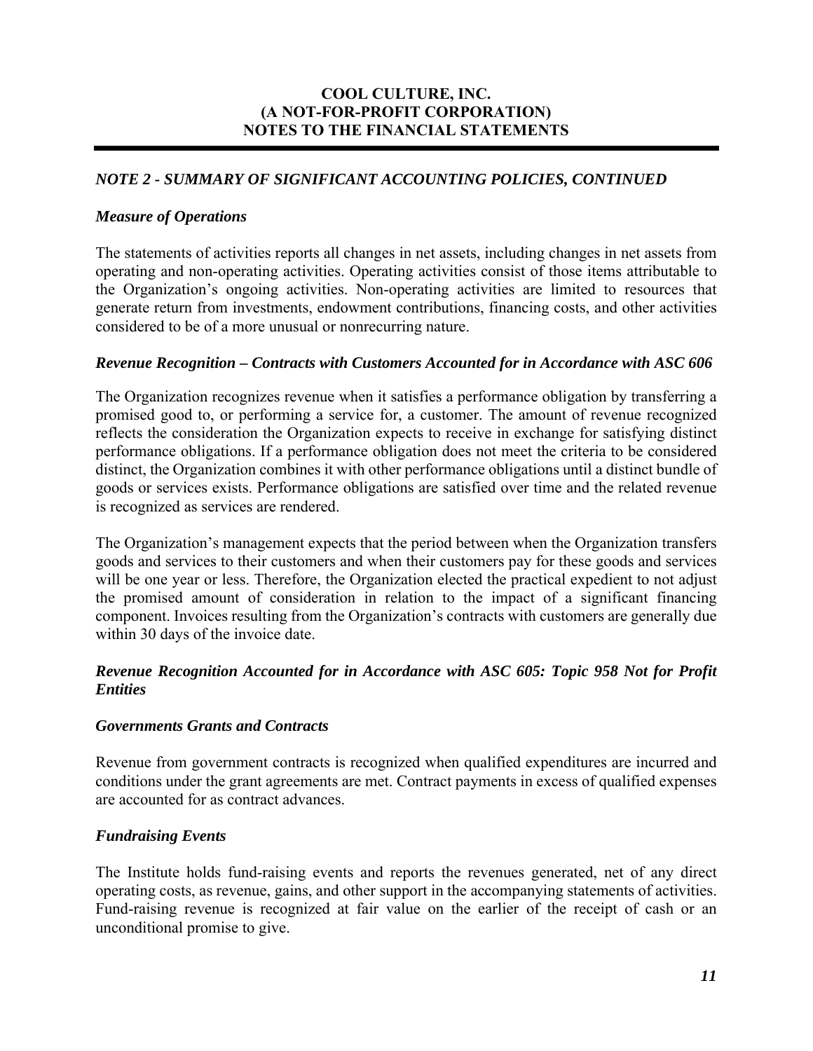## COOL CULTURE, INC.
## (A NOT-FOR-PROFIT CORPORATION)
## NOTES TO THE FINANCIAL STATEMENTS

### *NOTE 2 - SUMMARY OF SIGNIFICANT ACCOUNTING POLICIES, CONTINUED*

#### *Measure of Operations*

The statements of activities reports all changes in net assets, including changes in net assets from operating and non-operating activities. Operating activities consist of those items attributable to the Organization's ongoing activities. Non-operating activities are limited to resources that generate return from investments, endowment contributions, financing costs, and other activities considered to be of a more unusual or nonrecurring nature.

#### *Revenue Recognition – Contracts with Customers Accounted for in Accordance with ASC 606*

The Organization recognizes revenue when it satisfies a performance obligation by transferring a promised good to, or performing a service for, a customer. The amount of revenue recognized reflects the consideration the Organization expects to receive in exchange for satisfying distinct performance obligations. If a performance obligation does not meet the criteria to be considered distinct, the Organization combines it with other performance obligations until a distinct bundle of goods or services exists. Performance obligations are satisfied over time and the related revenue is recognized as services are rendered.

The Organization's management expects that the period between when the Organization transfers goods and services to their customers and when their customers pay for these goods and services will be one year or less. Therefore, the Organization elected the practical expedient to not adjust the promised amount of consideration in relation to the impact of a significant financing component. Invoices resulting from the Organization's contracts with customers are generally due within 30 days of the invoice date.

#### *Revenue Recognition Accounted for in Accordance with ASC 605: Topic 958 Not for Profit Entities*

#### *Governments Grants and Contracts*

Revenue from government contracts is recognized when qualified expenditures are incurred and conditions under the grant agreements are met. Contract payments in excess of qualified expenses are accounted for as contract advances.

#### *Fundraising Events*

The Institute holds fund-raising events and reports the revenues generated, net of any direct operating costs, as revenue, gains, and other support in the accompanying statements of activities. Fund-raising revenue is recognized at fair value on the earlier of the receipt of cash or an unconditional promise to give.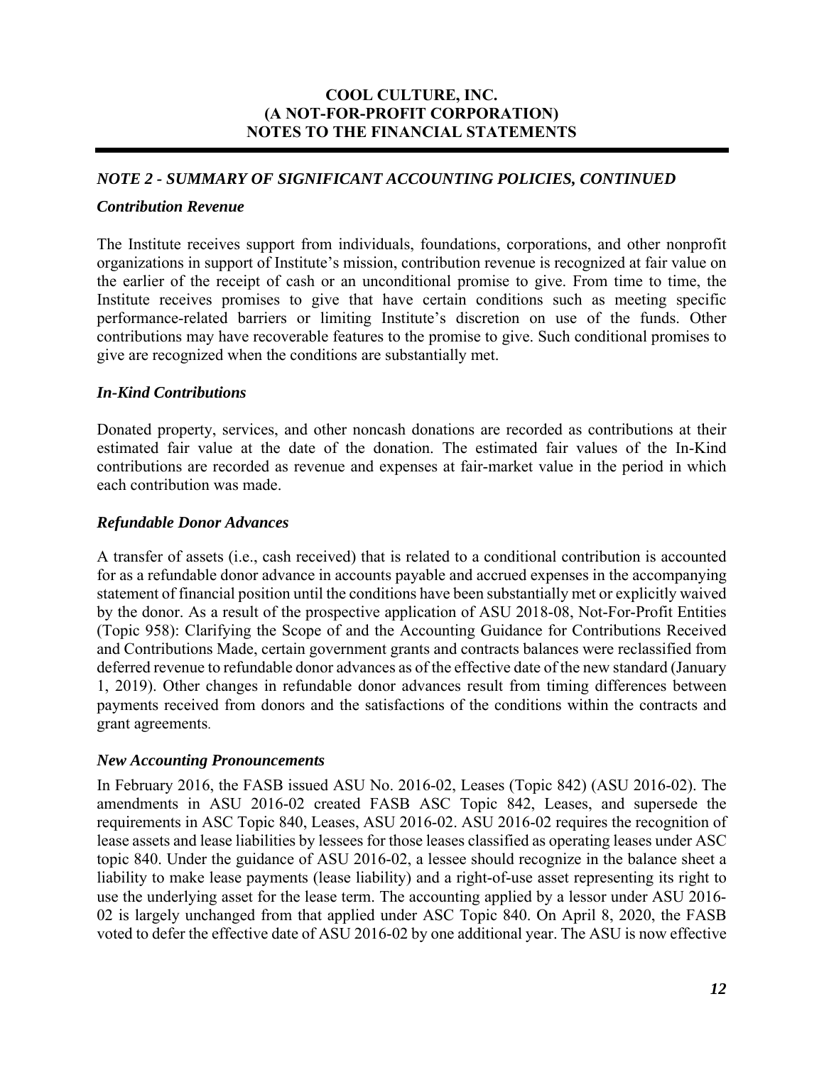**COOL CULTURE, INC.**
**(A NOT-FOR-PROFIT CORPORATION)**
**NOTES TO THE FINANCIAL STATEMENTS**

***NOTE 2 - SUMMARY OF SIGNIFICANT ACCOUNTING POLICIES, CONTINUED***

***Contribution Revenue***

The Institute receives support from individuals, foundations, corporations, and other nonprofit organizations in support of Institute's mission, contribution revenue is recognized at fair value on the earlier of the receipt of cash or an unconditional promise to give. From time to time, the Institute receives promises to give that have certain conditions such as meeting specific performance-related barriers or limiting Institute's discretion on use of the funds. Other contributions may have recoverable features to the promise to give. Such conditional promises to give are recognized when the conditions are substantially met.

***In-Kind Contributions***

Donated property, services, and other noncash donations are recorded as contributions at their estimated fair value at the date of the donation. The estimated fair values of the In-Kind contributions are recorded as revenue and expenses at fair-market value in the period in which each contribution was made.

***Refundable Donor Advances***

A transfer of assets (i.e., cash received) that is related to a conditional contribution is accounted for as a refundable donor advance in accounts payable and accrued expenses in the accompanying statement of financial position until the conditions have been substantially met or explicitly waived by the donor. As a result of the prospective application of ASU 2018-08, Not-For-Profit Entities (Topic 958): Clarifying the Scope of and the Accounting Guidance for Contributions Received and Contributions Made, certain government grants and contracts balances were reclassified from deferred revenue to refundable donor advances as of the effective date of the new standard (January 1, 2019). Other changes in refundable donor advances result from timing differences between payments received from donors and the satisfactions of the conditions within the contracts and grant agreements.

***New Accounting Pronouncements***

In February 2016, the FASB issued ASU No. 2016-02, Leases (Topic 842) (ASU 2016-02). The amendments in ASU 2016-02 created FASB ASC Topic 842, Leases, and supersede the requirements in ASC Topic 840, Leases, ASU 2016-02. ASU 2016-02 requires the recognition of lease assets and lease liabilities by lessees for those leases classified as operating leases under ASC topic 840. Under the guidance of ASU 2016-02, a lessee should recognize in the balance sheet a liability to make lease payments (lease liability) and a right-of-use asset representing its right to use the underlying asset for the lease term. The accounting applied by a lessor under ASU 2016-02 is largely unchanged from that applied under ASC Topic 840. On April 8, 2020, the FASB voted to defer the effective date of ASU 2016-02 by one additional year. The ASU is now effective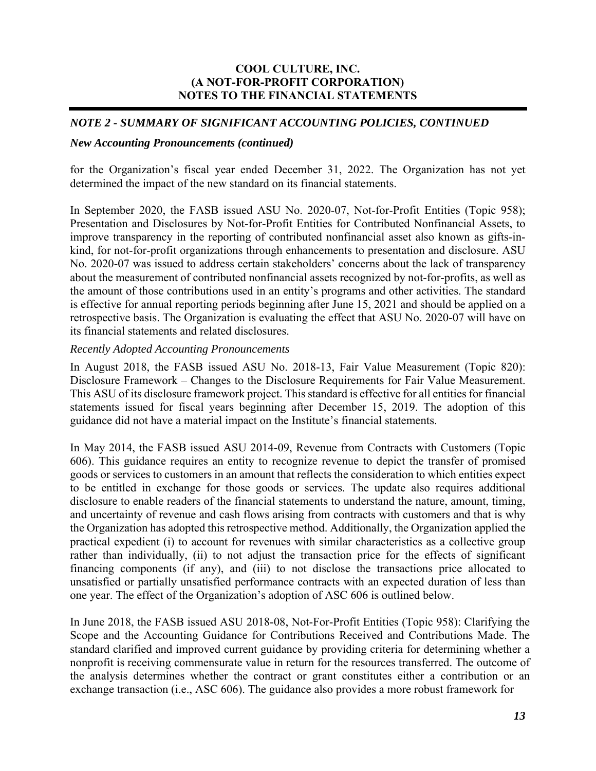## *NOTE 2 - SUMMARY OF SIGNIFICANT ACCOUNTING POLICIES, CONTINUED*

### *New Accounting Pronouncements (continued)*

for the Organization's fiscal year ended December 31, 2022. The Organization has not yet determined the impact of the new standard on its financial statements.

In September 2020, the FASB issued ASU No. 2020-07, Not-for-Profit Entities (Topic 958); Presentation and Disclosures by Not-for-Profit Entities for Contributed Nonfinancial Assets, to improve transparency in the reporting of contributed nonfinancial asset also known as gifts-in-kind, for not-for-profit organizations through enhancements to presentation and disclosure. ASU No. 2020-07 was issued to address certain stakeholders' concerns about the lack of transparency about the measurement of contributed nonfinancial assets recognized by not-for-profits, as well as the amount of those contributions used in an entity's programs and other activities. The standard is effective for annual reporting periods beginning after June 15, 2021 and should be applied on a retrospective basis. The Organization is evaluating the effect that ASU No. 2020-07 will have on its financial statements and related disclosures.

*Recently Adopted Accounting Pronouncements*

In August 2018, the FASB issued ASU No. 2018-13, Fair Value Measurement (Topic 820): Disclosure Framework – Changes to the Disclosure Requirements for Fair Value Measurement. This ASU of its disclosure framework project. This standard is effective for all entities for financial statements issued for fiscal years beginning after December 15, 2019. The adoption of this guidance did not have a material impact on the Institute's financial statements.

In May 2014, the FASB issued ASU 2014-09, Revenue from Contracts with Customers (Topic 606). This guidance requires an entity to recognize revenue to depict the transfer of promised goods or services to customers in an amount that reflects the consideration to which entities expect to be entitled in exchange for those goods or services. The update also requires additional disclosure to enable readers of the financial statements to understand the nature, amount, timing, and uncertainty of revenue and cash flows arising from contracts with customers and that is why the Organization has adopted this retrospective method. Additionally, the Organization applied the practical expedient (i) to account for revenues with similar characteristics as a collective group rather than individually, (ii) to not adjust the transaction price for the effects of significant financing components (if any), and (iii) to not disclose the transactions price allocated to unsatisfied or partially unsatisfied performance contracts with an expected duration of less than one year. The effect of the Organization's adoption of ASC 606 is outlined below.

In June 2018, the FASB issued ASU 2018-08, Not-For-Profit Entities (Topic 958): Clarifying the Scope and the Accounting Guidance for Contributions Received and Contributions Made. The standard clarified and improved current guidance by providing criteria for determining whether a nonprofit is receiving commensurate value in return for the resources transferred. The outcome of the analysis determines whether the contract or grant constitutes either a contribution or an exchange transaction (i.e., ASC 606). The guidance also provides a more robust framework for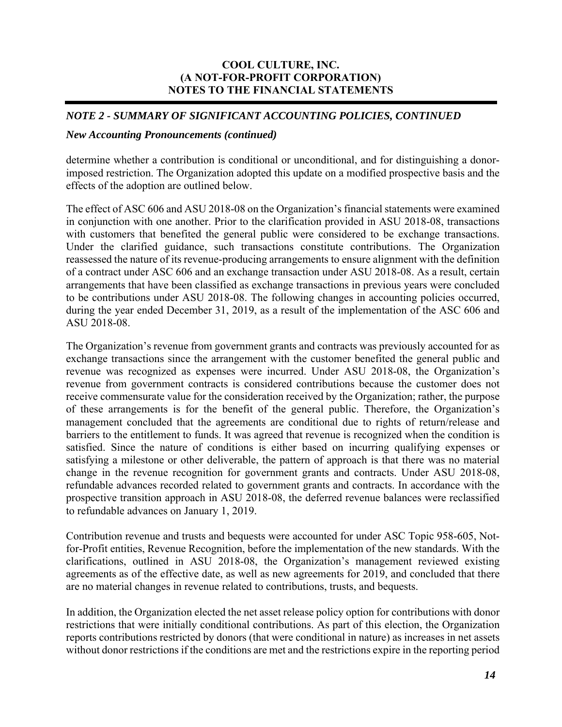## *NOTE 2 - SUMMARY OF SIGNIFICANT ACCOUNTING POLICIES, CONTINUED*

### *New Accounting Pronouncements (continued)*

determine whether a contribution is conditional or unconditional, and for distinguishing a donor-imposed restriction. The Organization adopted this update on a modified prospective basis and the effects of the adoption are outlined below.

The effect of ASC 606 and ASU 2018-08 on the Organization's financial statements were examined in conjunction with one another. Prior to the clarification provided in ASU 2018-08, transactions with customers that benefited the general public were considered to be exchange transactions. Under the clarified guidance, such transactions constitute contributions. The Organization reassessed the nature of its revenue-producing arrangements to ensure alignment with the definition of a contract under ASC 606 and an exchange transaction under ASU 2018-08. As a result, certain arrangements that have been classified as exchange transactions in previous years were concluded to be contributions under ASU 2018-08. The following changes in accounting policies occurred, during the year ended December 31, 2019, as a result of the implementation of the ASC 606 and ASU 2018-08.

The Organization's revenue from government grants and contracts was previously accounted for as exchange transactions since the arrangement with the customer benefited the general public and revenue was recognized as expenses were incurred. Under ASU 2018-08, the Organization's revenue from government contracts is considered contributions because the customer does not receive commensurate value for the consideration received by the Organization; rather, the purpose of these arrangements is for the benefit of the general public. Therefore, the Organization's management concluded that the agreements are conditional due to rights of return/release and barriers to the entitlement to funds. It was agreed that revenue is recognized when the condition is satisfied. Since the nature of conditions is either based on incurring qualifying expenses or satisfying a milestone or other deliverable, the pattern of approach is that there was no material change in the revenue recognition for government grants and contracts. Under ASU 2018-08, refundable advances recorded related to government grants and contracts. In accordance with the prospective transition approach in ASU 2018-08, the deferred revenue balances were reclassified to refundable advances on January 1, 2019.

Contribution revenue and trusts and bequests were accounted for under ASC Topic 958-605, Not-for-Profit entities, Revenue Recognition, before the implementation of the new standards. With the clarifications, outlined in ASU 2018-08, the Organization's management reviewed existing agreements as of the effective date, as well as new agreements for 2019, and concluded that there are no material changes in revenue related to contributions, trusts, and bequests.

In addition, the Organization elected the net asset release policy option for contributions with donor restrictions that were initially conditional contributions. As part of this election, the Organization reports contributions restricted by donors (that were conditional in nature) as increases in net assets without donor restrictions if the conditions are met and the restrictions expire in the reporting period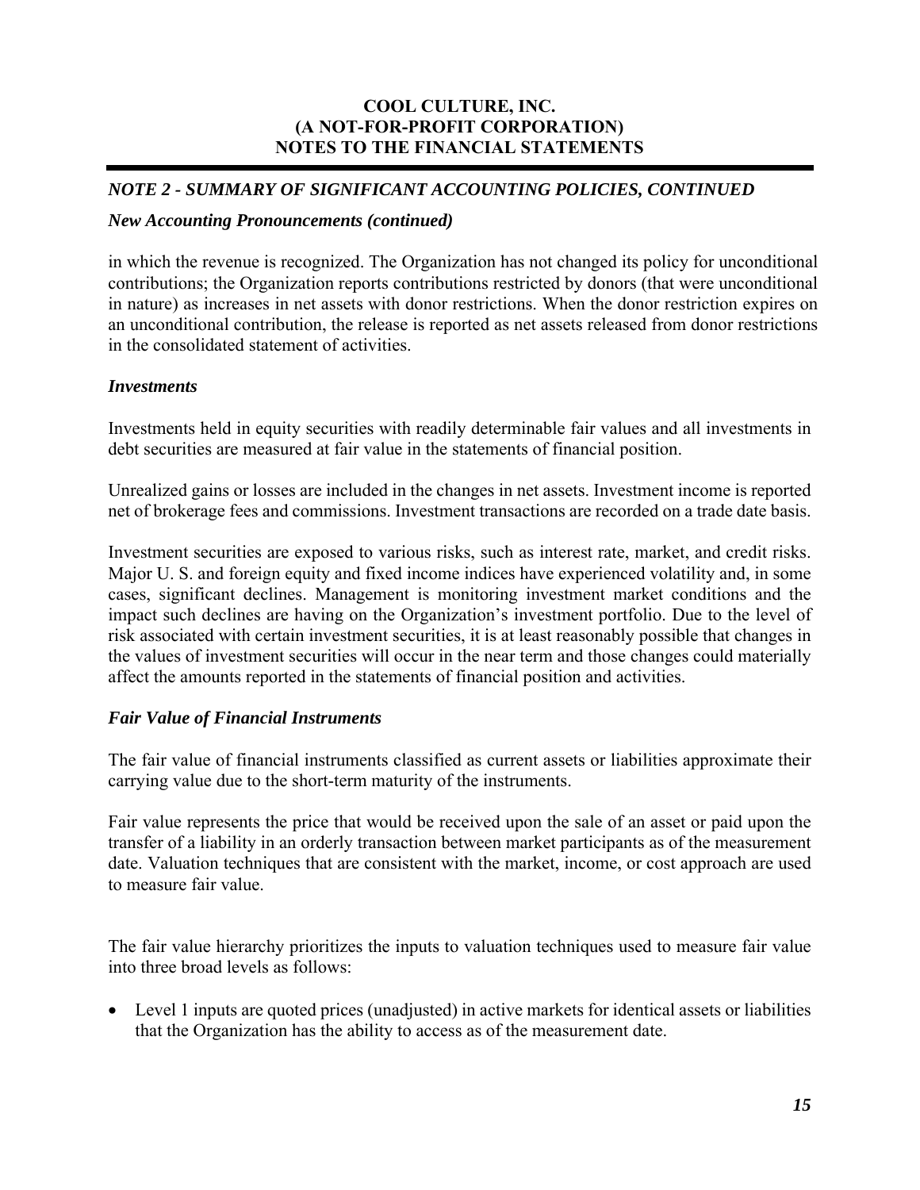### *NOTE 2 - SUMMARY OF SIGNIFICANT ACCOUNTING POLICIES, CONTINUED*

#### *New Accounting Pronouncements (continued)*

in which the revenue is recognized. The Organization has not changed its policy for unconditional contributions; the Organization reports contributions restricted by donors (that were unconditional in nature) as increases in net assets with donor restrictions. When the donor restriction expires on an unconditional contribution, the release is reported as net assets released from donor restrictions in the consolidated statement of activities.

#### *Investments*

Investments held in equity securities with readily determinable fair values and all investments in debt securities are measured at fair value in the statements of financial position.

Unrealized gains or losses are included in the changes in net assets. Investment income is reported net of brokerage fees and commissions. Investment transactions are recorded on a trade date basis.

Investment securities are exposed to various risks, such as interest rate, market, and credit risks. Major U. S. and foreign equity and fixed income indices have experienced volatility and, in some cases, significant declines. Management is monitoring investment market conditions and the impact such declines are having on the Organization's investment portfolio. Due to the level of risk associated with certain investment securities, it is at least reasonably possible that changes in the values of investment securities will occur in the near term and those changes could materially affect the amounts reported in the statements of financial position and activities.

#### *Fair Value of Financial Instruments*

The fair value of financial instruments classified as current assets or liabilities approximate their carrying value due to the short-term maturity of the instruments.

Fair value represents the price that would be received upon the sale of an asset or paid upon the transfer of a liability in an orderly transaction between market participants as of the measurement date. Valuation techniques that are consistent with the market, income, or cost approach are used to measure fair value.

The fair value hierarchy prioritizes the inputs to valuation techniques used to measure fair value into three broad levels as follows:

- Level 1 inputs are quoted prices (unadjusted) in active markets for identical assets or liabilities that the Organization has the ability to access as of the measurement date.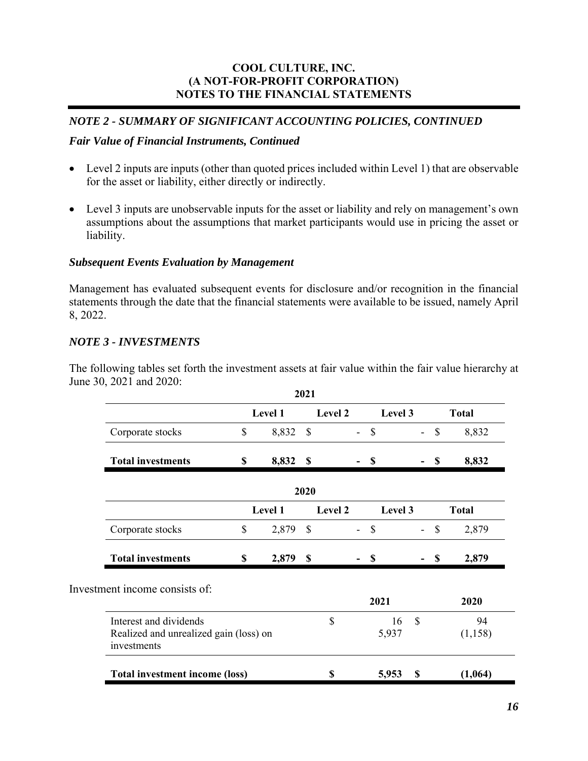# COOL CULTURE, INC.
# (A NOT-FOR-PROFIT CORPORATION)
# NOTES TO THE FINANCIAL STATEMENTS

## *NOTE 2 - SUMMARY OF SIGNIFICANT ACCOUNTING POLICIES, CONTINUED*

### *Fair Value of Financial Instruments, Continued*

- Level 2 inputs are inputs (other than quoted prices included within Level 1) that are observable for the asset or liability, either directly or indirectly.
- Level 3 inputs are unobservable inputs for the asset or liability and rely on management's own assumptions about the assumptions that market participants would use in pricing the asset or liability.

### *Subsequent Events Evaluation by Management*

Management has evaluated subsequent events for disclosure and/or recognition in the financial statements through the date that the financial statements were available to be issued, namely April 8, 2022.

## *NOTE 3 - INVESTMENTS*

The following tables set forth the investment assets at fair value within the fair value hierarchy at June 30, 2021 and 2020:

**2021**

| | Level 1 | Level 2 | Level 3 | Total |
|---|---|---|---|---|
| Corporate stocks | $ 8,832 | $ - | $ - | $ 8,832 |
| **Total investments** | **$ 8,832** | **$ -** | **$ -** | **$ 8,832** |

**2020**

| | Level 1 | Level 2 | Level 3 | Total |
|---|---|---|---|---|
| Corporate stocks | $ 2,879 | $ - | $ - | $ 2,879 |
| **Total investments** | **$ 2,879** | **$ -** | **$ -** | **$ 2,879** |

Investment income consists of:

| | 2021 | 2020 |
|---|---|---|
| Interest and dividends | $ 16 | $ 94 |
| Realized and unrealized gain (loss) on investments | 5,937 | (1,158) |
| **Total investment income (loss)** | **$ 5,953** | **$ (1,064)** |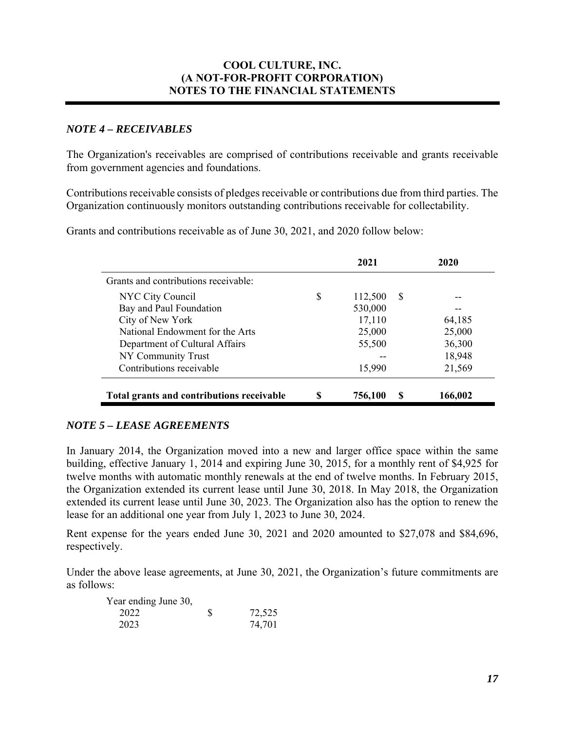COOL CULTURE, INC.
(A NOT-FOR-PROFIT CORPORATION)
NOTES TO THE FINANCIAL STATEMENTS

### *NOTE 4 – RECEIVABLES*

The Organization's receivables are comprised of contributions receivable and grants receivable from government agencies and foundations.

Contributions receivable consists of pledges receivable or contributions due from third parties. The Organization continuously monitors outstanding contributions receivable for collectability.

Grants and contributions receivable as of June 30, 2021, and 2020 follow below:

| | | 2021 | | 2020 |
|---|---|---|---|---|
| Grants and contributions receivable: | | | | |
| NYC City Council | $ | 112,500 | $ | -- |
| Bay and Paul Foundation | | 530,000 | | -- |
| City of New York | | 17,110 | | 64,185 |
| National Endowment for the Arts | | 25,000 | | 25,000 |
| Department of Cultural Affairs | | 55,500 | | 36,300 |
| NY Community Trust | | -- | | 18,948 |
| Contributions receivable | | 15,990 | | 21,569 |
| **Total grants and contributions receivable** | **$** | **756,100** | **$** | **166,002** |

### *NOTE 5 – LEASE AGREEMENTS*

In January 2014, the Organization moved into a new and larger office space within the same building, effective January 1, 2014 and expiring June 30, 2015, for a monthly rent of $4,925 for twelve months with automatic monthly renewals at the end of twelve months. In February 2015, the Organization extended its current lease until June 30, 2018. In May 2018, the Organization extended its current lease until June 30, 2023. The Organization also has the option to renew the lease for an additional one year from July 1, 2023 to June 30, 2024.

Rent expense for the years ended June 30, 2021 and 2020 amounted to $27,078 and $84,696, respectively.

Under the above lease agreements, at June 30, 2021, the Organization's future commitments are as follows:

| Year ending June 30, | | |
|---|---|---|
| 2022 | $ | 72,525 |
| 2023 | | 74,701 |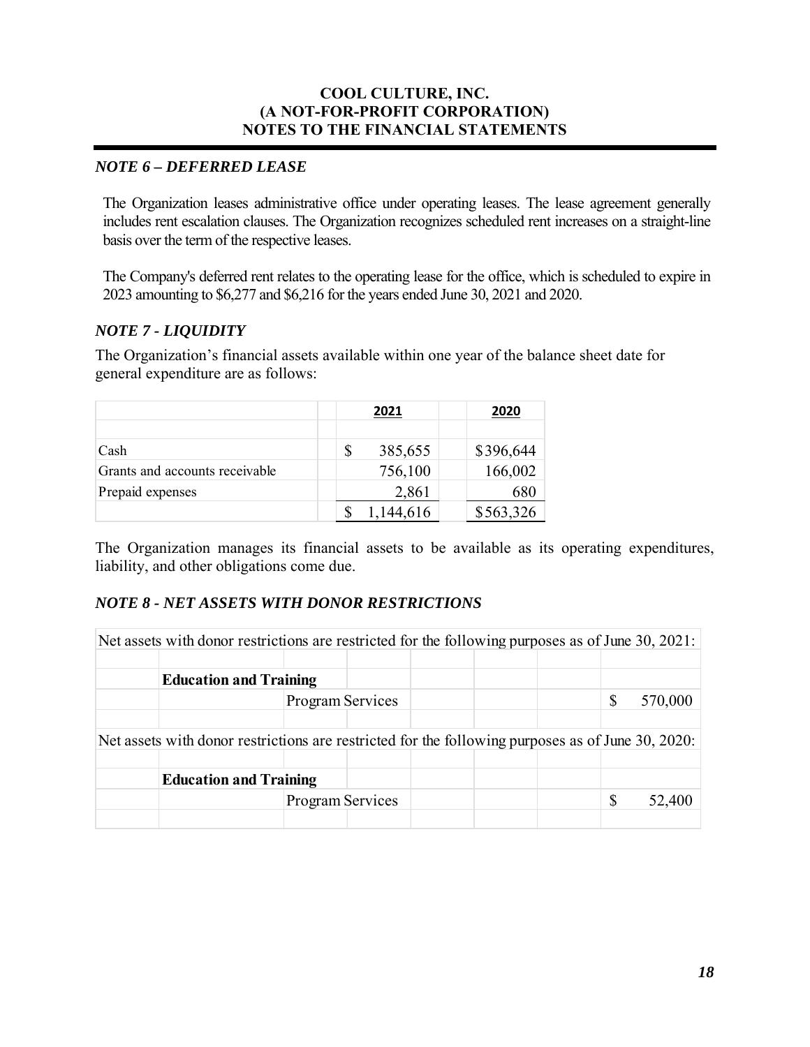# COOL CULTURE, INC.
# (A NOT-FOR-PROFIT CORPORATION)
# NOTES TO THE FINANCIAL STATEMENTS

### *NOTE 6 – DEFERRED LEASE*

The Organization leases administrative office under operating leases. The lease agreement generally includes rent escalation clauses. The Organization recognizes scheduled rent increases on a straight-line basis over the term of the respective leases.

The Company's deferred rent relates to the operating lease for the office, which is scheduled to expire in 2023 amounting to $6,277 and $6,216 for the years ended June 30, 2021 and 2020.

### *NOTE 7 - LIQUIDITY*

The Organization's financial assets available within one year of the balance sheet date for general expenditure are as follows:

| | 2021 | 2020 |
|---|---|---|
| Cash | $ 385,655 | $396,644 |
| Grants and accounts receivable | 756,100 | 166,002 |
| Prepaid expenses | 2,861 | 680 |
| | $ 1,144,616 | $563,326 |

The Organization manages its financial assets to be available as its operating expenditures, liability, and other obligations come due.

### *NOTE 8 - NET ASSETS WITH DONOR RESTRICTIONS*

Net assets with donor restrictions are restricted for the following purposes as of June 30, 2021:

| | | |
|---|---|---|
| **Education and Training** | | |
| | Program Services | $ 570,000 |

Net assets with donor restrictions are restricted for the following purposes as of June 30, 2020:

| | | |
|---|---|---|
| **Education and Training** | | |
| | Program Services | $ 52,400 |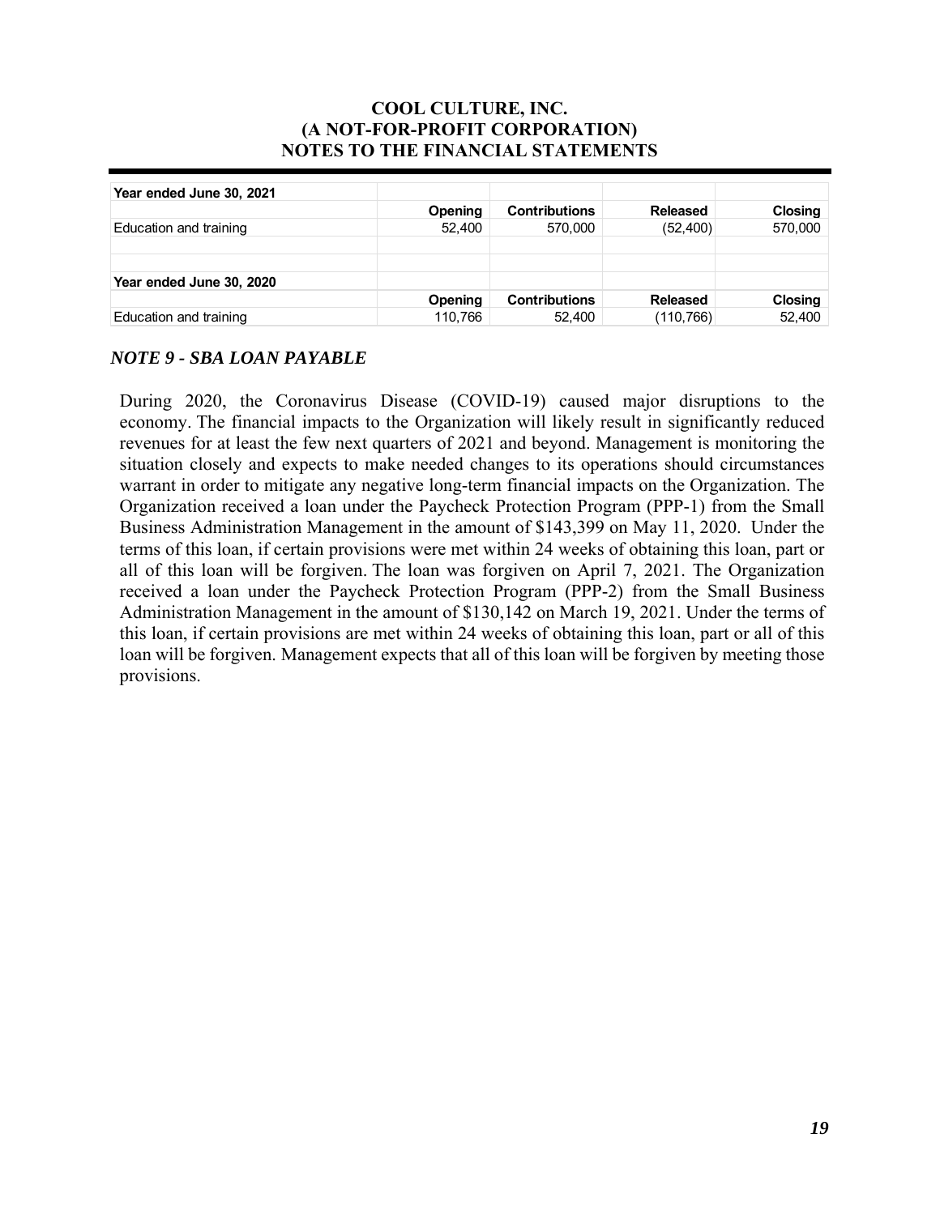| Year ended June 30, 2021 | | | | |
|---|---|---|---|---|
| | **Opening** | **Contributions** | **Released** | **Closing** |
| Education and training | 52,400 | 570,000 | (52,400) | 570,000 |
| | | | | |
| | | | | |
| **Year ended June 30, 2020** | | | | |
| | **Opening** | **Contributions** | **Released** | **Closing** |
| Education and training | 110,766 | 52,400 | (110,766) | 52,400 |

### *NOTE 9 - SBA LOAN PAYABLE*

During 2020, the Coronavirus Disease (COVID-19) caused major disruptions to the economy. The financial impacts to the Organization will likely result in significantly reduced revenues for at least the few next quarters of 2021 and beyond. Management is monitoring the situation closely and expects to make needed changes to its operations should circumstances warrant in order to mitigate any negative long-term financial impacts on the Organization. The Organization received a loan under the Paycheck Protection Program (PPP-1) from the Small Business Administration Management in the amount of $143,399 on May 11, 2020. Under the terms of this loan, if certain provisions were met within 24 weeks of obtaining this loan, part or all of this loan will be forgiven. The loan was forgiven on April 7, 2021. The Organization received a loan under the Paycheck Protection Program (PPP-2) from the Small Business Administration Management in the amount of $130,142 on March 19, 2021. Under the terms of this loan, if certain provisions are met within 24 weeks of obtaining this loan, part or all of this loan will be forgiven. Management expects that all of this loan will be forgiven by meeting those provisions.